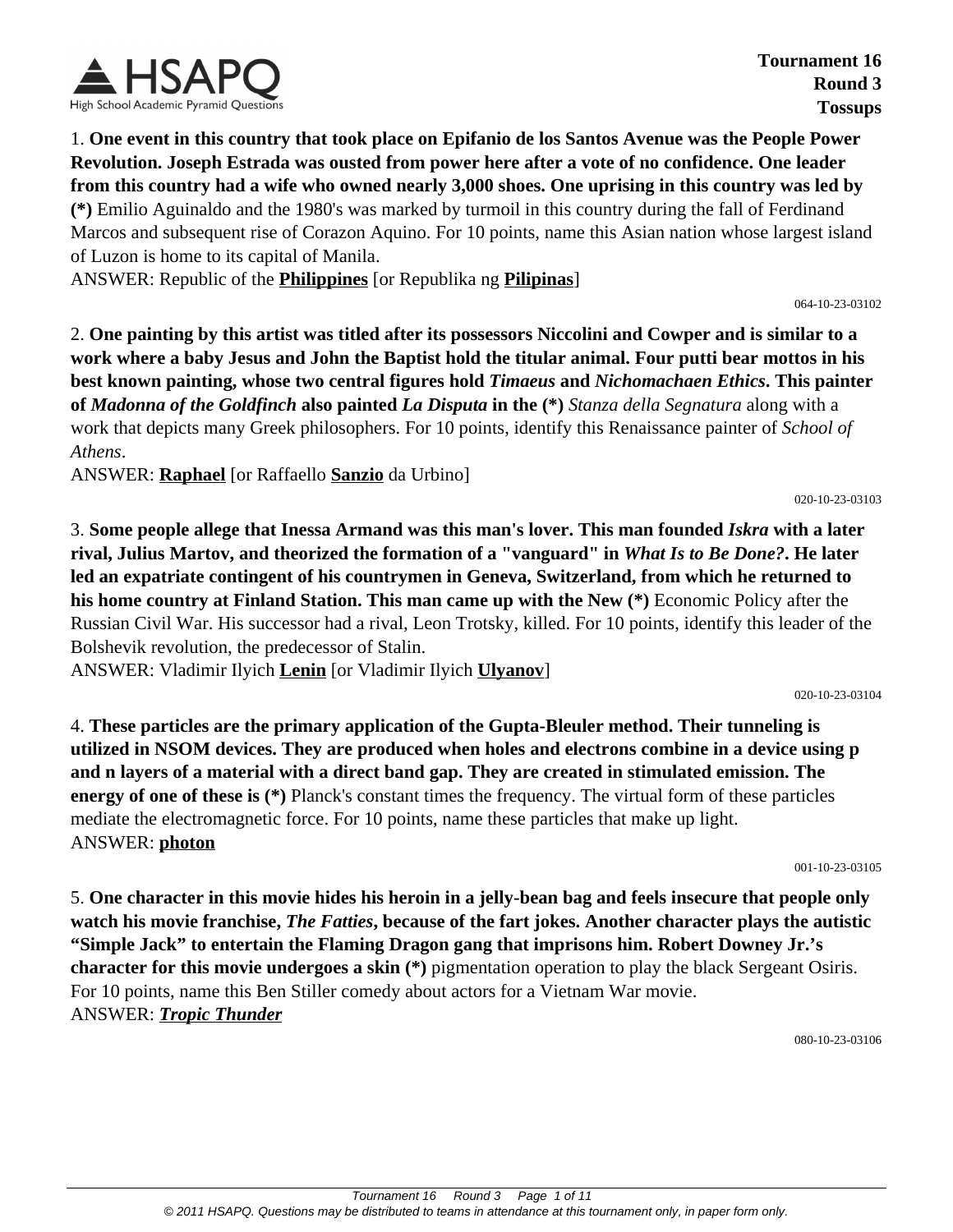**Tournament 16**
**Round 3**
**Tossups**

1. **One event in this country that took place on Epifanio de los Santos Avenue was the People Power Revolution. Joseph Estrada was ousted from power here after a vote of no confidence. One leader from this country had a wife who owned nearly 3,000 shoes. One uprising in this country was led by (*)** Emilio Aguinaldo and the 1980's was marked by turmoil in this country during the fall of Ferdinand Marcos and subsequent rise of Corazon Aquino. For 10 points, name this Asian nation whose largest island of Luzon is home to its capital of Manila.
ANSWER: Republic of the **Philippines** [or Republika ng **Pilipinas**]

064-10-23-03102

2. **One painting by this artist was titled after its possessors Niccolini and Cowper and is similar to a work where a baby Jesus and John the Baptist hold the titular animal. Four putti bear mottos in his best known painting, whose two central figures hold *Timaeus* and *Nichomachaen Ethics*. This painter of *Madonna of the Goldfinch* also painted *La Disputa* in the (*)** *Stanza della Segnatura* along with a work that depicts many Greek philosophers. For 10 points, identify this Renaissance painter of *School of Athens*.
ANSWER: **Raphael** [or Raffaello **Sanzio** da Urbino]

020-10-23-03103

3. **Some people allege that Inessa Armand was this man's lover. This man founded *Iskra* with a later rival, Julius Martov, and theorized the formation of a "vanguard" in *What Is to Be Done?*. He later led an expatriate contingent of his countrymen in Geneva, Switzerland, from which he returned to his home country at Finland Station. This man came up with the New (*)** Economic Policy after the Russian Civil War. His successor had a rival, Leon Trotsky, killed. For 10 points, identify this leader of the Bolshevik revolution, the predecessor of Stalin.
ANSWER: Vladimir Ilyich **Lenin** [or Vladimir Ilyich **Ulyanov**]

020-10-23-03104

4. **These particles are the primary application of the Gupta-Bleuler method. Their tunneling is utilized in NSOM devices. They are produced when holes and electrons combine in a device using p and n layers of a material with a direct band gap. They are created in stimulated emission. The energy of one of these is (*)** Planck's constant times the frequency. The virtual form of these particles mediate the electromagnetic force. For 10 points, name these particles that make up light.
ANSWER: **photon**

001-10-23-03105

5. **One character in this movie hides his heroin in a jelly-bean bag and feels insecure that people only watch his movie franchise, *The Fatties*, because of the fart jokes. Another character plays the autistic "Simple Jack" to entertain the Flaming Dragon gang that imprisons him. Robert Downey Jr.'s character for this movie undergoes a skin (*)** pigmentation operation to play the black Sergeant Osiris. For 10 points, name this Ben Stiller comedy about actors for a Vietnam War movie.
ANSWER: ***Tropic Thunder***

080-10-23-03106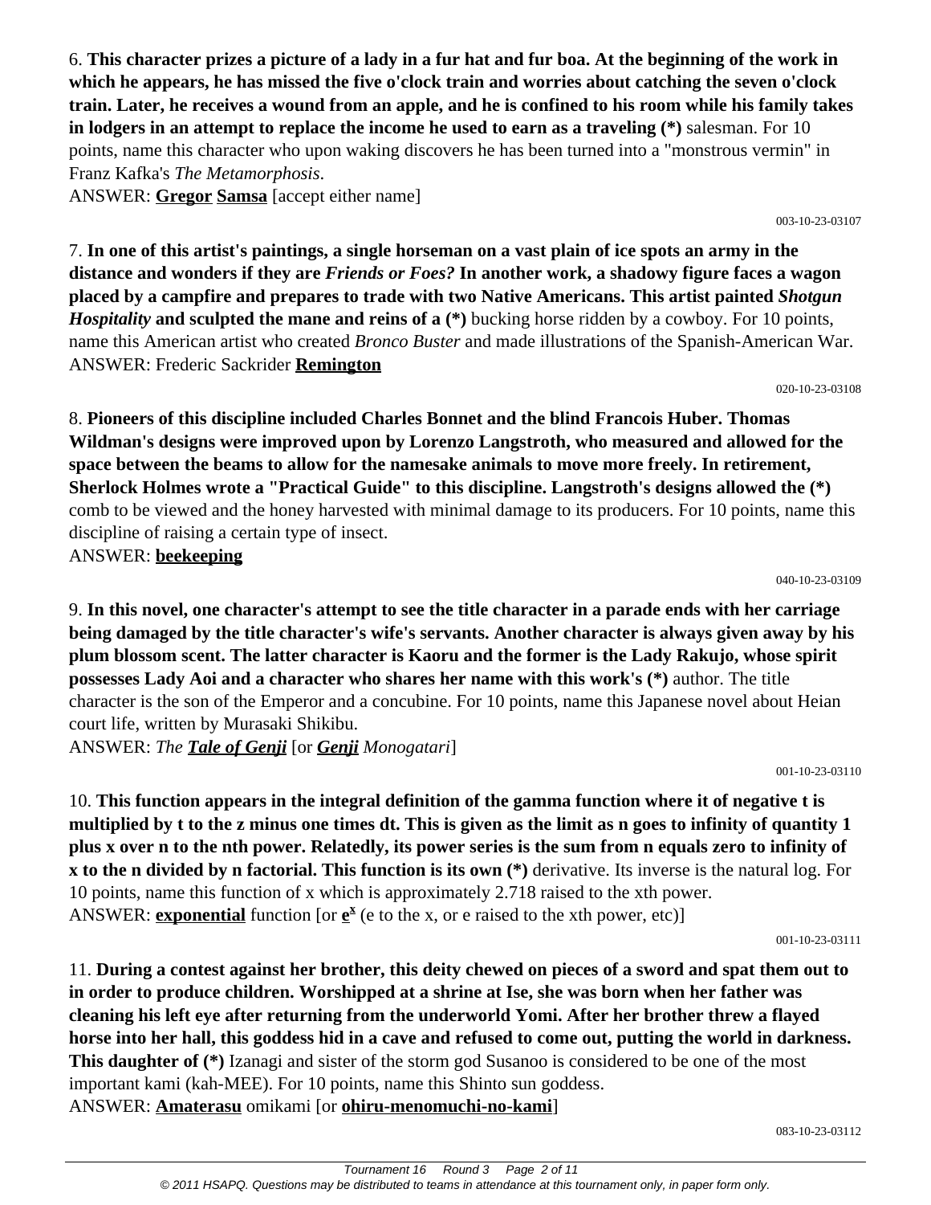6. **This character prizes a picture of a lady in a fur hat and fur boa. At the beginning of the work in which he appears, he has missed the five o'clock train and worries about catching the seven o'clock train. Later, he receives a wound from an apple, and he is confined to his room while his family takes in lodgers in an attempt to replace the income he used to earn as a traveling (\*)** salesman. For 10 points, name this character who upon waking discovers he has been turned into a "monstrous vermin" in Franz Kafka's *The Metamorphosis*.

ANSWER: **Gregor** **Samsa** [accept either name]

003-10-23-03107

7. **In one of this artist's paintings, a single horseman on a vast plain of ice spots an army in the distance and wonders if they are *Friends or Foes?* In another work, a shadowy figure faces a wagon placed by a campfire and prepares to trade with two Native Americans. This artist painted *Shotgun Hospitality* and sculpted the mane and reins of a (\*)** bucking horse ridden by a cowboy. For 10 points, name this American artist who created *Bronco Buster* and made illustrations of the Spanish-American War.

ANSWER: Frederic Sackrider **Remington**

020-10-23-03108

8. **Pioneers of this discipline included Charles Bonnet and the blind Francois Huber. Thomas Wildman's designs were improved upon by Lorenzo Langstroth, who measured and allowed for the space between the beams to allow for the namesake animals to move more freely. In retirement, Sherlock Holmes wrote a "Practical Guide" to this discipline. Langstroth's designs allowed the (\*)** comb to be viewed and the honey harvested with minimal damage to its producers. For 10 points, name this discipline of raising a certain type of insect.

ANSWER: **beekeeping**

040-10-23-03109

9. **In this novel, one character's attempt to see the title character in a parade ends with her carriage being damaged by the title character's wife's servants. Another character is always given away by his plum blossom scent. The latter character is Kaoru and the former is the Lady Rakujo, whose spirit possesses Lady Aoi and a character who shares her name with this work's (\*)** author. The title character is the son of the Emperor and a concubine. For 10 points, name this Japanese novel about Heian court life, written by Murasaki Shikibu.

ANSWER: *The **Tale of Genji*** [or ***Genji** Monogatari*]

001-10-23-03110

10. **This function appears in the integral definition of the gamma function where it of negative t is multiplied by t to the z minus one times dt. This is given as the limit as n goes to infinity of quantity 1 plus x over n to the nth power. Relatedly, its power series is the sum from n equals zero to infinity of x to the n divided by n factorial. This function is its own (\*)** derivative. Its inverse is the natural log. For 10 points, name this function of x which is approximately 2.718 raised to the xth power.

ANSWER: **exponential** function [or $e^x$ (e to the x, or e raised to the xth power, etc)]

001-10-23-03111

11. **During a contest against her brother, this deity chewed on pieces of a sword and spat them out to in order to produce children. Worshipped at a shrine at Ise, she was born when her father was cleaning his left eye after returning from the underworld Yomi. After her brother threw a flayed horse into her hall, this goddess hid in a cave and refused to come out, putting the world in darkness. This daughter of (\*)** Izanagi and sister of the storm god Susanoo is considered to be one of the most important kami (kah-MEE). For 10 points, name this Shinto sun goddess.

ANSWER: **Amaterasu** omikami [or **ohiru-menomuchi-no-kami**]

083-10-23-03112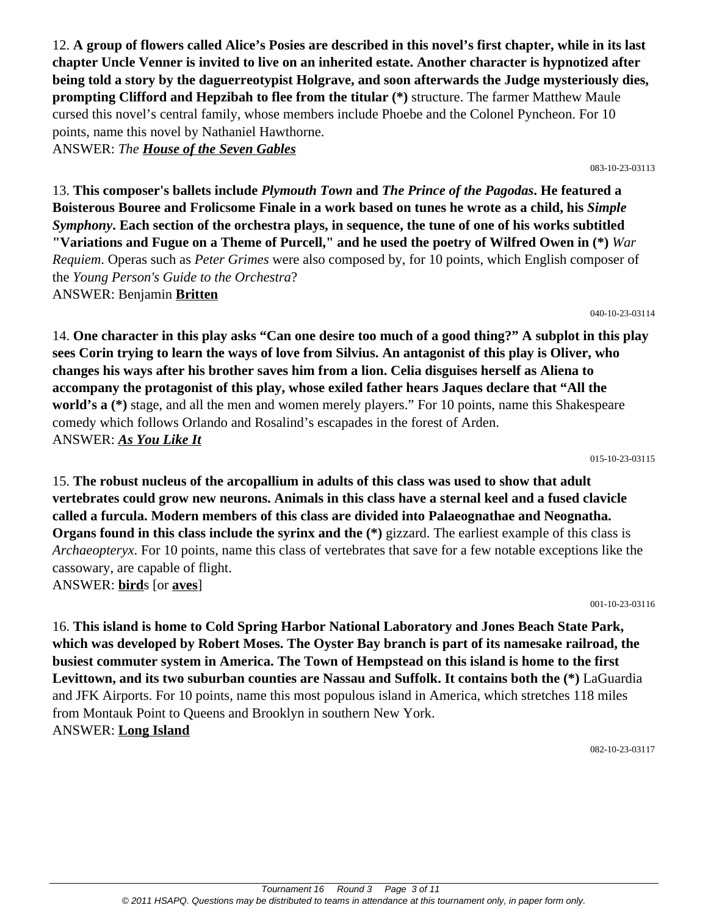12. **A group of flowers called Alice's Posies are described in this novel's first chapter, while in its last chapter Uncle Venner is invited to live on an inherited estate. Another character is hypnotized after being told a story by the daguerreotypist Holgrave, and soon afterwards the Judge mysteriously dies, prompting Clifford and Hepzibah to flee from the titular (*)** structure. The farmer Matthew Maule cursed this novel's central family, whose members include Phoebe and the Colonel Pyncheon. For 10 points, name this novel by Nathaniel Hawthorne.
ANSWER: *The **House of the Seven Gables***

083-10-23-03113

13. **This composer's ballets include *Plymouth Town* and *The Prince of the Pagodas*. He featured a Boisterous Bouree and Frolicsome Finale in a work based on tunes he wrote as a child, his *Simple Symphony*. Each section of the orchestra plays, in sequence, the tune of one of his works subtitled "Variations and Fugue on a Theme of Purcell," and he used the poetry of Wilfred Owen in (*)** *War Requiem*. Operas such as *Peter Grimes* were also composed by, for 10 points, which English composer of the *Young Person's Guide to the Orchestra*?
ANSWER: Benjamin **Britten**

040-10-23-03114

14. **One character in this play asks "Can one desire too much of a good thing?" A subplot in this play sees Corin trying to learn the ways of love from Silvius. An antagonist of this play is Oliver, who changes his ways after his brother saves him from a lion. Celia disguises herself as Aliena to accompany the protagonist of this play, whose exiled father hears Jaques declare that "All the world's a (*)** stage, and all the men and women merely players." For 10 points, name this Shakespeare comedy which follows Orlando and Rosalind's escapades in the forest of Arden.
ANSWER: ***As You Like It***

015-10-23-03115

15. **The robust nucleus of the arcopallium in adults of this class was used to show that adult vertebrates could grow new neurons. Animals in this class have a sternal keel and a fused clavicle called a furcula. Modern members of this class are divided into Palaeognathae and Neognatha. Organs found in this class include the syrinx and the (*)** gizzard. The earliest example of this class is *Archaeopteryx*. For 10 points, name this class of vertebrates that save for a few notable exceptions like the cassowary, are capable of flight.
ANSWER: **bird**s [or **aves**]

001-10-23-03116

16. **This island is home to Cold Spring Harbor National Laboratory and Jones Beach State Park, which was developed by Robert Moses. The Oyster Bay branch is part of its namesake railroad, the busiest commuter system in America. The Town of Hempstead on this island is home to the first Levittown, and its two suburban counties are Nassau and Suffolk. It contains both the (*)** LaGuardia and JFK Airports. For 10 points, name this most populous island in America, which stretches 118 miles from Montauk Point to Queens and Brooklyn in southern New York.
ANSWER: **Long Island**

082-10-23-03117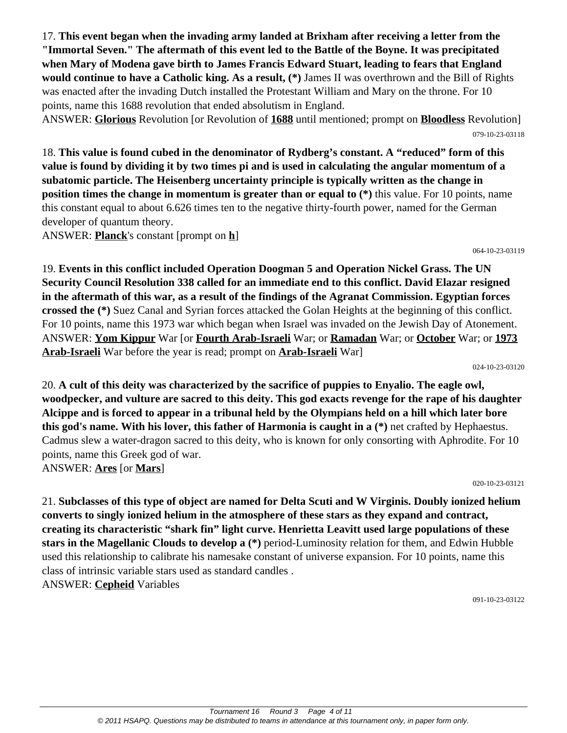17. **This event began when the invading army landed at Brixham after receiving a letter from the "Immortal Seven." The aftermath of this event led to the Battle of the Boyne. It was precipitated when Mary of Modena gave birth to James Francis Edward Stuart, leading to fears that England would continue to have a Catholic king. As a result, (*)** James II was overthrown and the Bill of Rights was enacted after the invading Dutch installed the Protestant William and Mary on the throne. For 10 points, name this 1688 revolution that ended absolutism in England.

ANSWER: **Glorious** Revolution [or Revolution of **1688** until mentioned; prompt on **Bloodless** Revolution]

079-10-23-03118

18. **This value is found cubed in the denominator of Rydberg's constant. A "reduced" form of this value is found by dividing it by two times pi and is used in calculating the angular momentum of a subatomic particle. The Heisenberg uncertainty principle is typically written as the change in position times the change in momentum is greater than or equal to (*)** this value. For 10 points, name this constant equal to about 6.626 times ten to the negative thirty-fourth power, named for the German developer of quantum theory.

ANSWER: **Planck**'s constant [prompt on **h**]

064-10-23-03119

19. **Events in this conflict included Operation Doogman 5 and Operation Nickel Grass. The UN Security Council Resolution 338 called for an immediate end to this conflict. David Elazar resigned in the aftermath of this war, as a result of the findings of the Agranat Commission. Egyptian forces crossed the (*)** Suez Canal and Syrian forces attacked the Golan Heights at the beginning of this conflict. For 10 points, name this 1973 war which began when Israel was invaded on the Jewish Day of Atonement.

ANSWER: **Yom Kippur** War [or **Fourth Arab-Israeli** War; or **Ramadan** War; or **October** War; or **1973 Arab-Israeli** War before the year is read; prompt on **Arab-Israeli** War]

024-10-23-03120

20. **A cult of this deity was characterized by the sacrifice of puppies to Enyalio. The eagle owl, woodpecker, and vulture are sacred to this deity. This god exacts revenge for the rape of his daughter Alcippe and is forced to appear in a tribunal held by the Olympians held on a hill which later bore this god's name. With his lover, this father of Harmonia is caught in a (*)** net crafted by Hephaestus. Cadmus slew a water-dragon sacred to this deity, who is known for only consorting with Aphrodite. For 10 points, name this Greek god of war.

ANSWER: **Ares** [or **Mars**]

020-10-23-03121

21. **Subclasses of this type of object are named for Delta Scuti and W Virginis. Doubly ionized helium converts to singly ionized helium in the atmosphere of these stars as they expand and contract, creating its characteristic "shark fin" light curve. Henrietta Leavitt used large populations of these stars in the Magellanic Clouds to develop a (*)** period-Luminosity relation for them, and Edwin Hubble used this relationship to calibrate his namesake constant of universe expansion. For 10 points, name this class of intrinsic variable stars used as standard candles .

ANSWER: **Cepheid** Variables

091-10-23-03122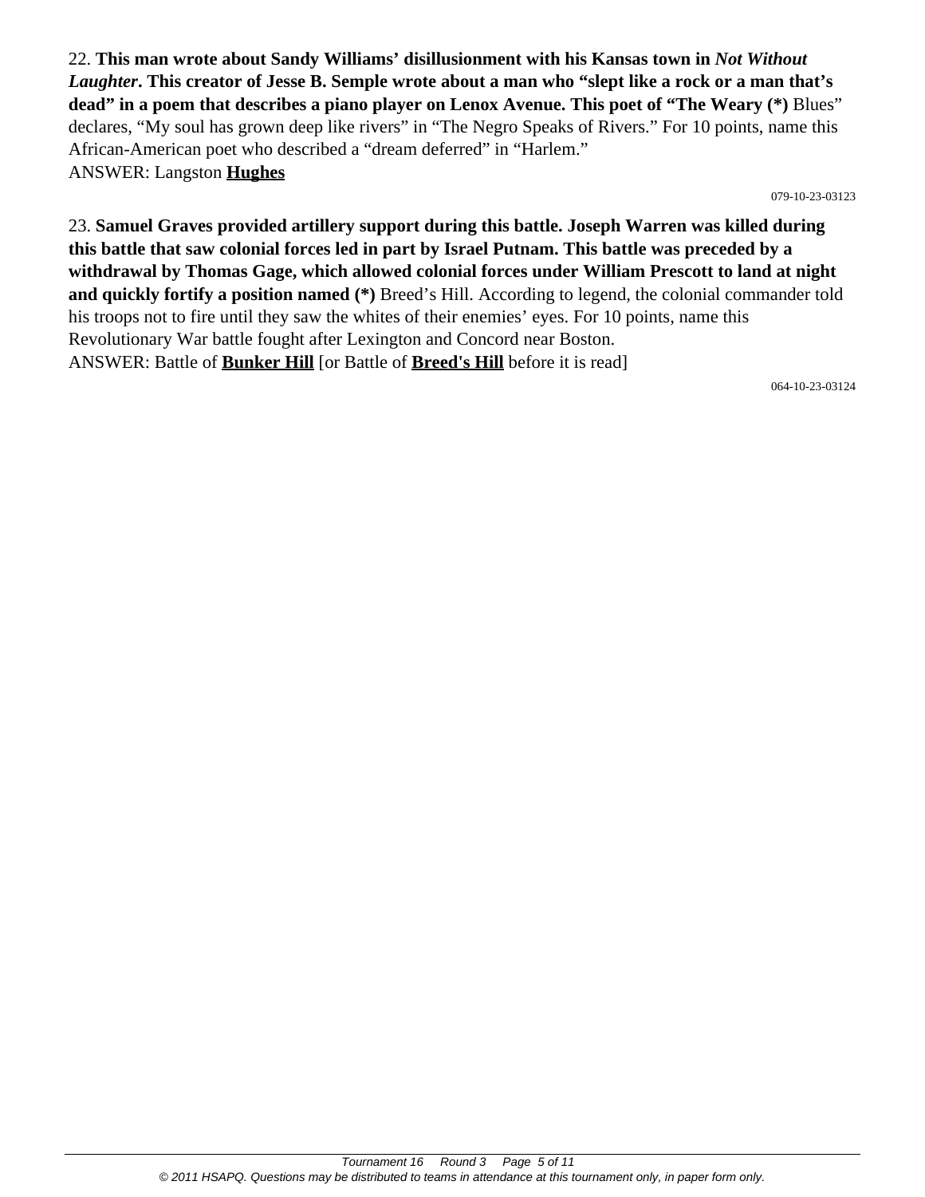22. **This man wrote about Sandy Williams' disillusionment with his Kansas town in *Not Without Laughter*. This creator of Jesse B. Semple wrote about a man who "slept like a rock or a man that's dead" in a poem that describes a piano player on Lenox Avenue. This poet of "The Weary (*)** Blues" declares, "My soul has grown deep like rivers" in "The Negro Speaks of Rivers." For 10 points, name this African-American poet who described a "dream deferred" in "Harlem."
ANSWER: Langston **Hughes**

079-10-23-03123

23. **Samuel Graves provided artillery support during this battle. Joseph Warren was killed during this battle that saw colonial forces led in part by Israel Putnam. This battle was preceded by a withdrawal by Thomas Gage, which allowed colonial forces under William Prescott to land at night and quickly fortify a position named (*)** Breed's Hill. According to legend, the colonial commander told his troops not to fire until they saw the whites of their enemies' eyes. For 10 points, name this Revolutionary War battle fought after Lexington and Concord near Boston.
ANSWER: Battle of **Bunker Hill** [or Battle of **Breed's Hill** before it is read]

064-10-23-03124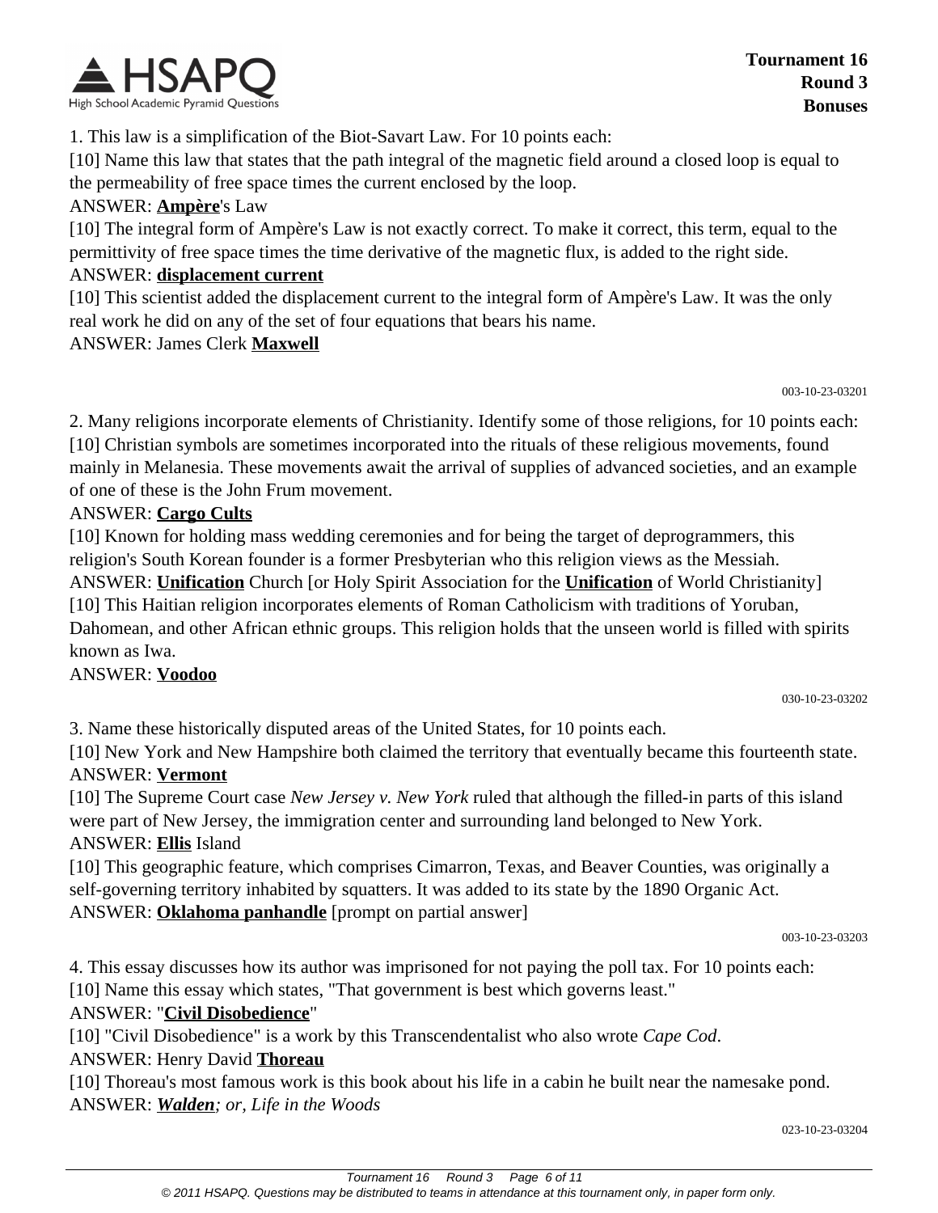1. This law is a simplification of the Biot-Savart Law. For 10 points each:

[10] Name this law that states that the path integral of the magnetic field around a closed loop is equal to the permeability of free space times the current enclosed by the loop.

ANSWER: **Ampère**'s Law

[10] The integral form of Ampère's Law is not exactly correct. To make it correct, this term, equal to the permittivity of free space times the time derivative of the magnetic flux, is added to the right side.

ANSWER: **displacement current**

[10] This scientist added the displacement current to the integral form of Ampère's Law. It was the only real work he did on any of the set of four equations that bears his name.

ANSWER: James Clerk **Maxwell**

003-10-23-03201

2. Many religions incorporate elements of Christianity. Identify some of those religions, for 10 points each:

[10] Christian symbols are sometimes incorporated into the rituals of these religious movements, found mainly in Melanesia. These movements await the arrival of supplies of advanced societies, and an example of one of these is the John Frum movement.

ANSWER: **Cargo Cults**

[10] Known for holding mass wedding ceremonies and for being the target of deprogrammers, this religion's South Korean founder is a former Presbyterian who this religion views as the Messiah.

ANSWER: **Unification** Church [or Holy Spirit Association for the **Unification** of World Christianity]

[10] This Haitian religion incorporates elements of Roman Catholicism with traditions of Yoruban, Dahomean, and other African ethnic groups. This religion holds that the unseen world is filled with spirits known as Iwa.

ANSWER: **Voodoo**

030-10-23-03202

3. Name these historically disputed areas of the United States, for 10 points each.

[10] New York and New Hampshire both claimed the territory that eventually became this fourteenth state.

ANSWER: **Vermont**

[10] The Supreme Court case *New Jersey v. New York* ruled that although the filled-in parts of this island were part of New Jersey, the immigration center and surrounding land belonged to New York.

ANSWER: **Ellis** Island

[10] This geographic feature, which comprises Cimarron, Texas, and Beaver Counties, was originally a self-governing territory inhabited by squatters. It was added to its state by the 1890 Organic Act.

ANSWER: **Oklahoma panhandle** [prompt on partial answer]

003-10-23-03203

4. This essay discusses how its author was imprisoned for not paying the poll tax. For 10 points each:

[10] Name this essay which states, "That government is best which governs least."

ANSWER: "**Civil Disobedience**"

[10] "Civil Disobedience" is a work by this Transcendentalist who also wrote *Cape Cod*.

ANSWER: Henry David **Thoreau**

[10] Thoreau's most famous work is this book about his life in a cabin he built near the namesake pond.

ANSWER: ***Walden****; or, Life in the Woods*

023-10-23-03204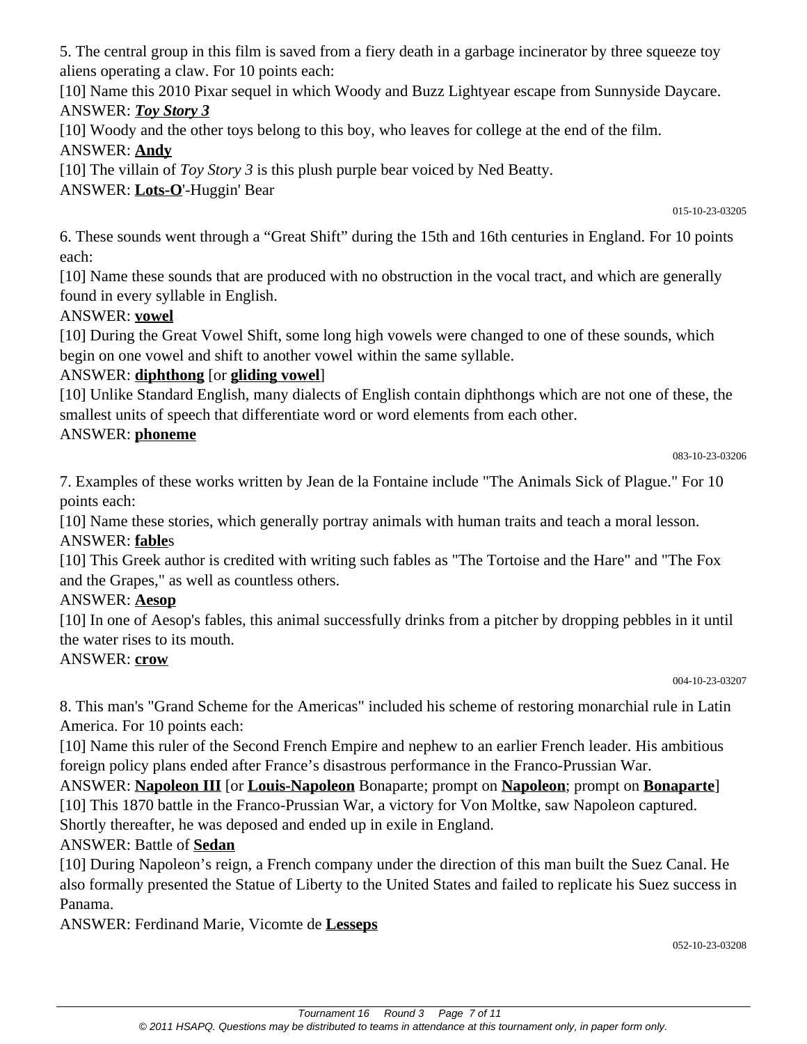5. The central group in this film is saved from a fiery death in a garbage incinerator by three squeeze toy aliens operating a claw. For 10 points each:

[10] Name this 2010 Pixar sequel in which Woody and Buzz Lightyear escape from Sunnyside Daycare.

ANSWER: ***Toy Story 3***

[10] Woody and the other toys belong to this boy, who leaves for college at the end of the film.

ANSWER: **Andy**

[10] The villain of *Toy Story 3* is this plush purple bear voiced by Ned Beatty.

ANSWER: **Lots-O**'-Huggin' Bear

015-10-23-03205

6. These sounds went through a "Great Shift" during the 15th and 16th centuries in England. For 10 points each:

[10] Name these sounds that are produced with no obstruction in the vocal tract, and which are generally found in every syllable in English.

ANSWER: **vowel**

[10] During the Great Vowel Shift, some long high vowels were changed to one of these sounds, which begin on one vowel and shift to another vowel within the same syllable.

ANSWER: **diphthong** [or **gliding vowel**]

[10] Unlike Standard English, many dialects of English contain diphthongs which are not one of these, the smallest units of speech that differentiate word or word elements from each other.

ANSWER: **phoneme**

083-10-23-03206

7. Examples of these works written by Jean de la Fontaine include "The Animals Sick of Plague." For 10 points each:

[10] Name these stories, which generally portray animals with human traits and teach a moral lesson.

ANSWER: **fable**s

[10] This Greek author is credited with writing such fables as "The Tortoise and the Hare" and "The Fox and the Grapes," as well as countless others.

ANSWER: **Aesop**

[10] In one of Aesop's fables, this animal successfully drinks from a pitcher by dropping pebbles in it until the water rises to its mouth.

ANSWER: **crow**

004-10-23-03207

8. This man's "Grand Scheme for the Americas" included his scheme of restoring monarchial rule in Latin America. For 10 points each:

[10] Name this ruler of the Second French Empire and nephew to an earlier French leader. His ambitious foreign policy plans ended after France's disastrous performance in the Franco-Prussian War.

ANSWER: **Napoleon III** [or **Louis-Napoleon** Bonaparte; prompt on **Napoleon**; prompt on **Bonaparte**]

[10] This 1870 battle in the Franco-Prussian War, a victory for Von Moltke, saw Napoleon captured. Shortly thereafter, he was deposed and ended up in exile in England.

ANSWER: Battle of **Sedan**

[10] During Napoleon's reign, a French company under the direction of this man built the Suez Canal. He also formally presented the Statue of Liberty to the United States and failed to replicate his Suez success in Panama.

ANSWER: Ferdinand Marie, Vicomte de **Lesseps**

052-10-23-03208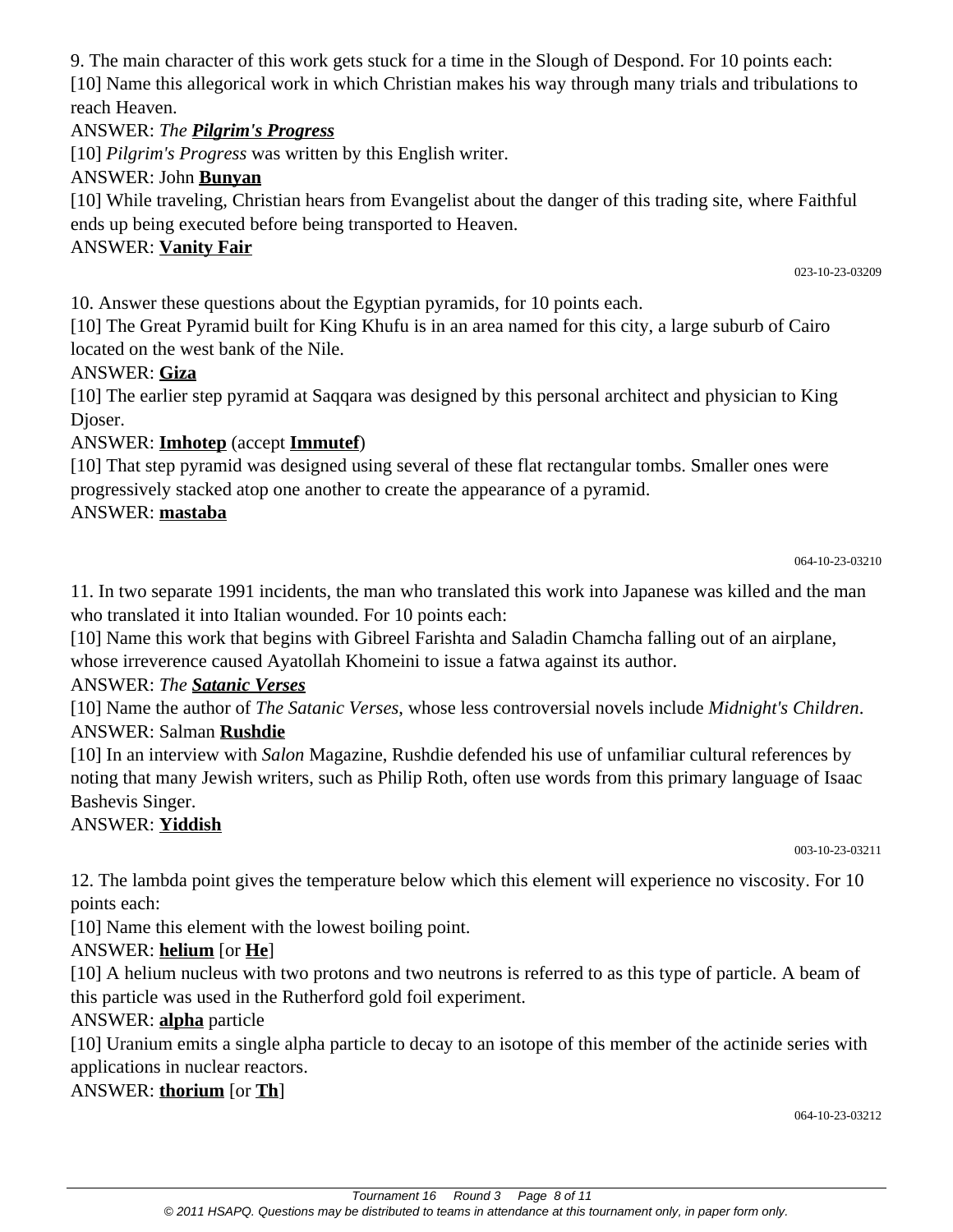9. The main character of this work gets stuck for a time in the Slough of Despond. For 10 points each:

[10] Name this allegorical work in which Christian makes his way through many trials and tribulations to reach Heaven.

ANSWER: *The **Pilgrim's Progress***

[10] *Pilgrim's Progress* was written by this English writer.

ANSWER: John **Bunyan**

[10] While traveling, Christian hears from Evangelist about the danger of this trading site, where Faithful ends up being executed before being transported to Heaven.

ANSWER: **Vanity Fair**

023-10-23-03209

10. Answer these questions about the Egyptian pyramids, for 10 points each.

[10] The Great Pyramid built for King Khufu is in an area named for this city, a large suburb of Cairo located on the west bank of the Nile.

ANSWER: **Giza**

[10] The earlier step pyramid at Saqqara was designed by this personal architect and physician to King Djoser.

ANSWER: **Imhotep** (accept **Immutef**)

[10] That step pyramid was designed using several of these flat rectangular tombs. Smaller ones were progressively stacked atop one another to create the appearance of a pyramid.

ANSWER: **mastaba**

064-10-23-03210

11. In two separate 1991 incidents, the man who translated this work into Japanese was killed and the man who translated it into Italian wounded. For 10 points each:

[10] Name this work that begins with Gibreel Farishta and Saladin Chamcha falling out of an airplane, whose irreverence caused Ayatollah Khomeini to issue a fatwa against its author.

ANSWER: *The **Satanic Verses***

[10] Name the author of *The Satanic Verses*, whose less controversial novels include *Midnight's Children*.

ANSWER: Salman **Rushdie**

[10] In an interview with *Salon* Magazine, Rushdie defended his use of unfamiliar cultural references by noting that many Jewish writers, such as Philip Roth, often use words from this primary language of Isaac Bashevis Singer.

ANSWER: **Yiddish**

003-10-23-03211

12. The lambda point gives the temperature below which this element will experience no viscosity. For 10 points each:

[10] Name this element with the lowest boiling point.

ANSWER: **helium** [or **He**]

[10] A helium nucleus with two protons and two neutrons is referred to as this type of particle. A beam of this particle was used in the Rutherford gold foil experiment.

ANSWER: **alpha** particle

[10] Uranium emits a single alpha particle to decay to an isotope of this member of the actinide series with applications in nuclear reactors.

ANSWER: **thorium** [or **Th**]

064-10-23-03212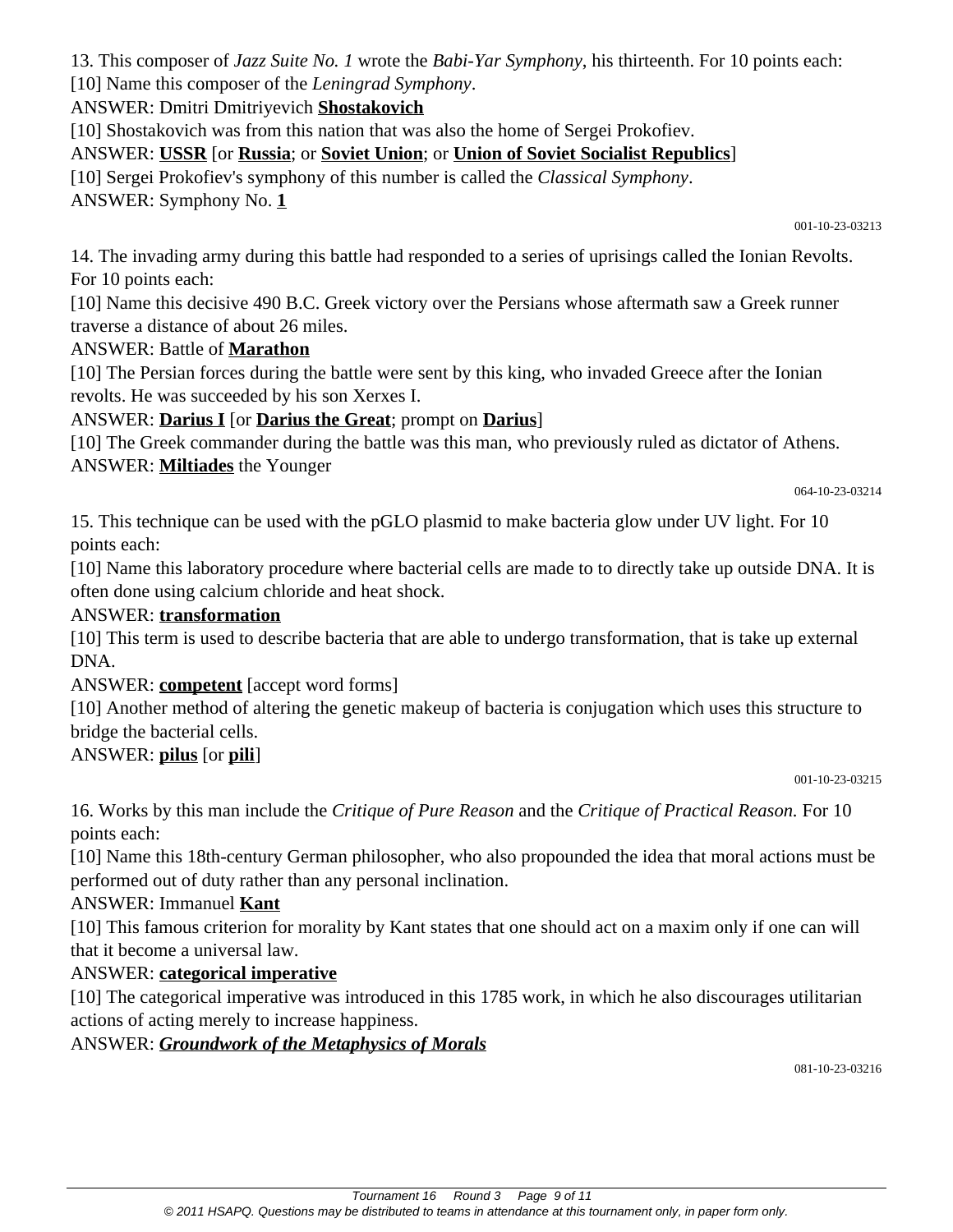13. This composer of *Jazz Suite No. 1* wrote the *Babi-Yar Symphony*, his thirteenth. For 10 points each:

[10] Name this composer of the *Leningrad Symphony*.

ANSWER: Dmitri Dmitriyevich **Shostakovich**

[10] Shostakovich was from this nation that was also the home of Sergei Prokofiev.

ANSWER: **USSR** [or **Russia**; or **Soviet Union**; or **Union of Soviet Socialist Republics**]

[10] Sergei Prokofiev's symphony of this number is called the *Classical Symphony*.

ANSWER: Symphony No. **1**

001-10-23-03213

14. The invading army during this battle had responded to a series of uprisings called the Ionian Revolts. For 10 points each:

[10] Name this decisive 490 B.C. Greek victory over the Persians whose aftermath saw a Greek runner traverse a distance of about 26 miles.

ANSWER: Battle of **Marathon**

[10] The Persian forces during the battle were sent by this king, who invaded Greece after the Ionian revolts. He was succeeded by his son Xerxes I.

ANSWER: **Darius I** [or **Darius the Great**; prompt on **Darius**]

[10] The Greek commander during the battle was this man, who previously ruled as dictator of Athens.

ANSWER: **Miltiades** the Younger

064-10-23-03214

15. This technique can be used with the pGLO plasmid to make bacteria glow under UV light. For 10 points each:

[10] Name this laboratory procedure where bacterial cells are made to to directly take up outside DNA. It is often done using calcium chloride and heat shock.

ANSWER: **transformation**

[10] This term is used to describe bacteria that are able to undergo transformation, that is take up external DNA.

ANSWER: **competent** [accept word forms]

[10] Another method of altering the genetic makeup of bacteria is conjugation which uses this structure to bridge the bacterial cells.

ANSWER: **pilus** [or **pili**]

001-10-23-03215

16. Works by this man include the *Critique of Pure Reason* and the *Critique of Practical Reason.* For 10 points each:

[10] Name this 18th-century German philosopher, who also propounded the idea that moral actions must be performed out of duty rather than any personal inclination.

ANSWER: Immanuel **Kant**

[10] This famous criterion for morality by Kant states that one should act on a maxim only if one can will that it become a universal law.

ANSWER: **categorical imperative**

[10] The categorical imperative was introduced in this 1785 work, in which he also discourages utilitarian actions of acting merely to increase happiness.

ANSWER: ***Groundwork of the Metaphysics of Morals***

081-10-23-03216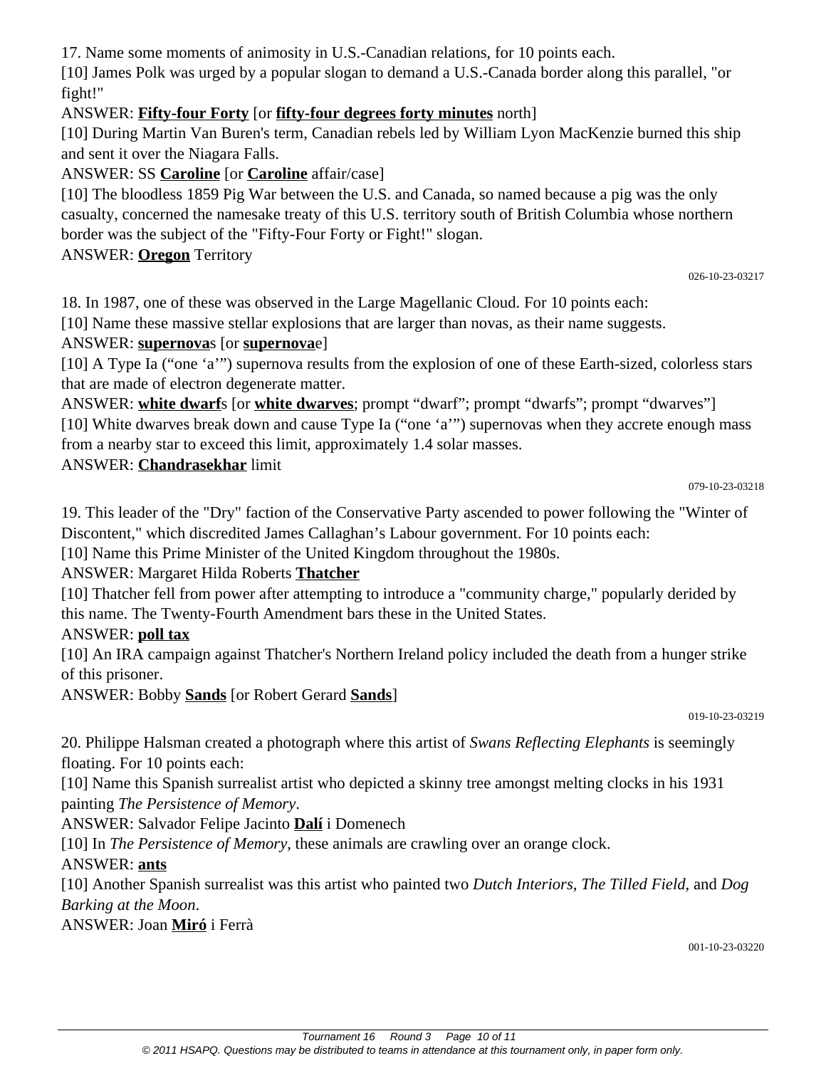17. Name some moments of animosity in U.S.-Canadian relations, for 10 points each.

[10] James Polk was urged by a popular slogan to demand a U.S.-Canada border along this parallel, "or fight!"

ANSWER: **Fifty-four Forty** [or **fifty-four degrees forty minutes** north]

[10] During Martin Van Buren's term, Canadian rebels led by William Lyon MacKenzie burned this ship and sent it over the Niagara Falls.

ANSWER: SS **Caroline** [or **Caroline** affair/case]

[10] The bloodless 1859 Pig War between the U.S. and Canada, so named because a pig was the only casualty, concerned the namesake treaty of this U.S. territory south of British Columbia whose northern border was the subject of the "Fifty-Four Forty or Fight!" slogan.

ANSWER: **Oregon** Territory

026-10-23-03217

18. In 1987, one of these was observed in the Large Magellanic Cloud. For 10 points each:

[10] Name these massive stellar explosions that are larger than novas, as their name suggests.

ANSWER: **supernova**s [or **supernova**e]

[10] A Type Ia ("one 'a'") supernova results from the explosion of one of these Earth-sized, colorless stars that are made of electron degenerate matter.

ANSWER: **white dwarf**s [or **white dwarves**; prompt "dwarf"; prompt "dwarfs"; prompt "dwarves"]

[10] White dwarves break down and cause Type Ia ("one 'a'") supernovas when they accrete enough mass from a nearby star to exceed this limit, approximately 1.4 solar masses.

ANSWER: **Chandrasekhar** limit

079-10-23-03218

19. This leader of the "Dry" faction of the Conservative Party ascended to power following the "Winter of Discontent," which discredited James Callaghan's Labour government. For 10 points each:

[10] Name this Prime Minister of the United Kingdom throughout the 1980s.

ANSWER: Margaret Hilda Roberts **Thatcher**

[10] Thatcher fell from power after attempting to introduce a "community charge," popularly derided by this name. The Twenty-Fourth Amendment bars these in the United States.

ANSWER: **poll tax**

[10] An IRA campaign against Thatcher's Northern Ireland policy included the death from a hunger strike of this prisoner.

ANSWER: Bobby **Sands** [or Robert Gerard **Sands**]

019-10-23-03219

20. Philippe Halsman created a photograph where this artist of *Swans Reflecting Elephants* is seemingly floating. For 10 points each:

[10] Name this Spanish surrealist artist who depicted a skinny tree amongst melting clocks in his 1931 painting *The Persistence of Memory*.

ANSWER: Salvador Felipe Jacinto **Dalí** i Domenech

[10] In *The Persistence of Memory*, these animals are crawling over an orange clock.

ANSWER: **ants**

[10] Another Spanish surrealist was this artist who painted two *Dutch Interiors*, *The Tilled Field*, and *Dog Barking at the Moon*.

ANSWER: Joan **Miró** i Ferrà

001-10-23-03220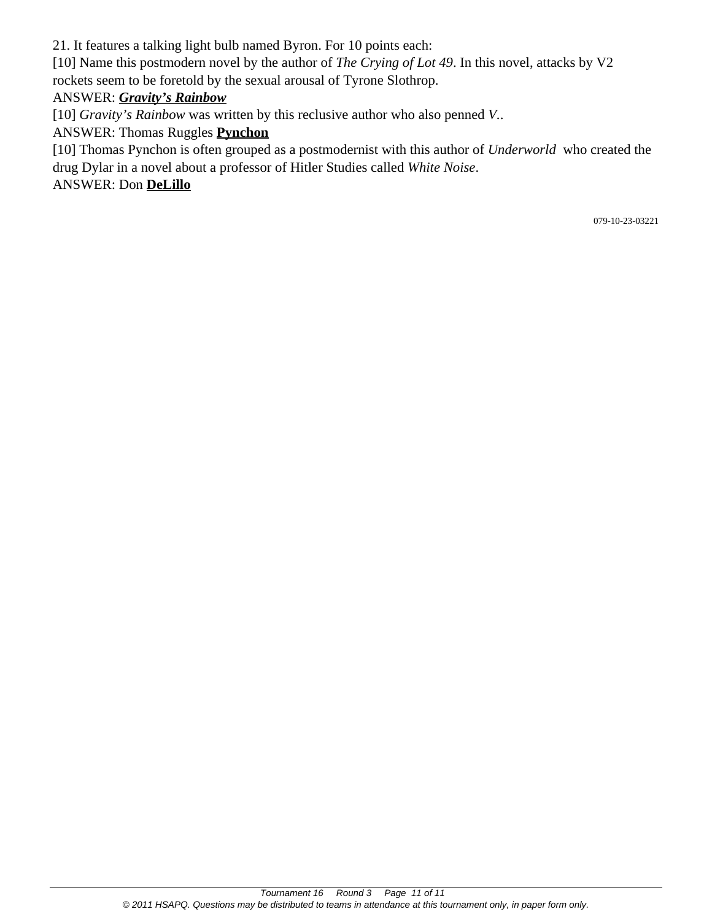21. It features a talking light bulb named Byron. For 10 points each:

[10] Name this postmodern novel by the author of *The Crying of Lot 49*. In this novel, attacks by V2 rockets seem to be foretold by the sexual arousal of Tyrone Slothrop.

ANSWER: ***Gravity's Rainbow***

[10] *Gravity's Rainbow* was written by this reclusive author who also penned *V.*.

ANSWER: Thomas Ruggles **Pynchon**

[10] Thomas Pynchon is often grouped as a postmodernist with this author of *Underworld* who created the drug Dylar in a novel about a professor of Hitler Studies called *White Noise*.

ANSWER: Don **DeLillo**

079-10-23-03221